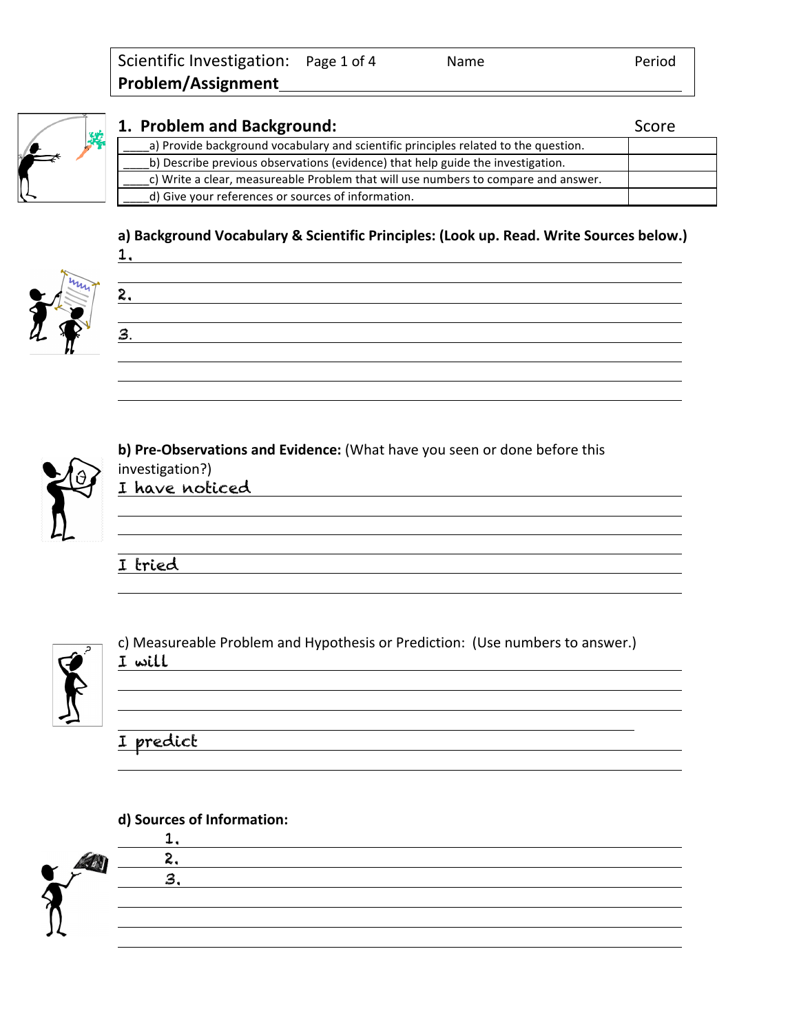| Scientific Investigation: Page 1 of 4 | Name | Period |
|---|---|---|

**Problem/Assignment**\_\_\_\_\_\_\_\_\_\_\_\_\_\_\_\_\_\_\_\_\_\_\_\_\_\_\_\_\_\_\_\_\_\_\_\_\_\_\_\_\_\_\_\_

## 1. Problem and Background:

| | Score |
|---|---|
| \_\_\_\_a) Provide background vocabulary and scientific principles related to the question. | |
| \_\_\_\_b) Describe previous observations (evidence) that help guide the investigation. | |
| \_\_\_\_c) Write a clear, measureable Problem that will use numbers to compare and answer. | |
| \_\_\_\_d) Give your references or sources of information. | |

**a) Background Vocabulary & Scientific Principles: (Look up. Read. Write Sources below.)**

1. \_\_\_\_\_\_\_\_\_\_\_\_\_\_\_\_\_\_\_\_\_\_\_\_\_\_\_\_\_\_\_\_\_\_\_\_\_\_\_\_

2. \_\_\_\_\_\_\_\_\_\_\_\_\_\_\_\_\_\_\_\_\_\_\_\_\_\_\_\_\_\_\_\_\_\_\_\_\_\_\_\_

3. \_\_\_\_\_\_\_\_\_\_\_\_\_\_\_\_\_\_\_\_\_\_\_\_\_\_\_\_\_\_\_\_\_\_\_\_\_\_\_\_

**b) Pre-Observations and Evidence:** (What have you seen or done before this investigation?)

I have noticed \_\_\_\_\_\_\_\_\_\_\_\_\_\_\_\_\_\_\_\_\_\_\_\_\_\_\_\_\_\_\_\_\_\_\_\_

I tried \_\_\_\_\_\_\_\_\_\_\_\_\_\_\_\_\_\_\_\_\_\_\_\_\_\_\_\_\_\_\_\_\_\_\_\_\_\_\_\_

c) Measureable Problem and Hypothesis or Prediction: (Use numbers to answer.)

I will \_\_\_\_\_\_\_\_\_\_\_\_\_\_\_\_\_\_\_\_\_\_\_\_\_\_\_\_\_\_\_\_\_\_\_\_\_\_\_\_\_

I predict \_\_\_\_\_\_\_\_\_\_\_\_\_\_\_\_\_\_\_\_\_\_\_\_\_\_\_\_\_\_\_\_\_\_\_\_\_\_

**d) Sources of Information:**

1. \_\_\_\_\_\_\_\_\_\_\_\_\_\_\_\_\_\_\_\_\_\_\_\_\_\_\_\_\_\_\_\_\_\_\_\_\_\_\_\_
2. \_\_\_\_\_\_\_\_\_\_\_\_\_\_\_\_\_\_\_\_\_\_\_\_\_\_\_\_\_\_\_\_\_\_\_\_\_\_\_\_
3. \_\_\_\_\_\_\_\_\_\_\_\_\_\_\_\_\_\_\_\_\_\_\_\_\_\_\_\_\_\_\_\_\_\_\_\_\_\_\_\_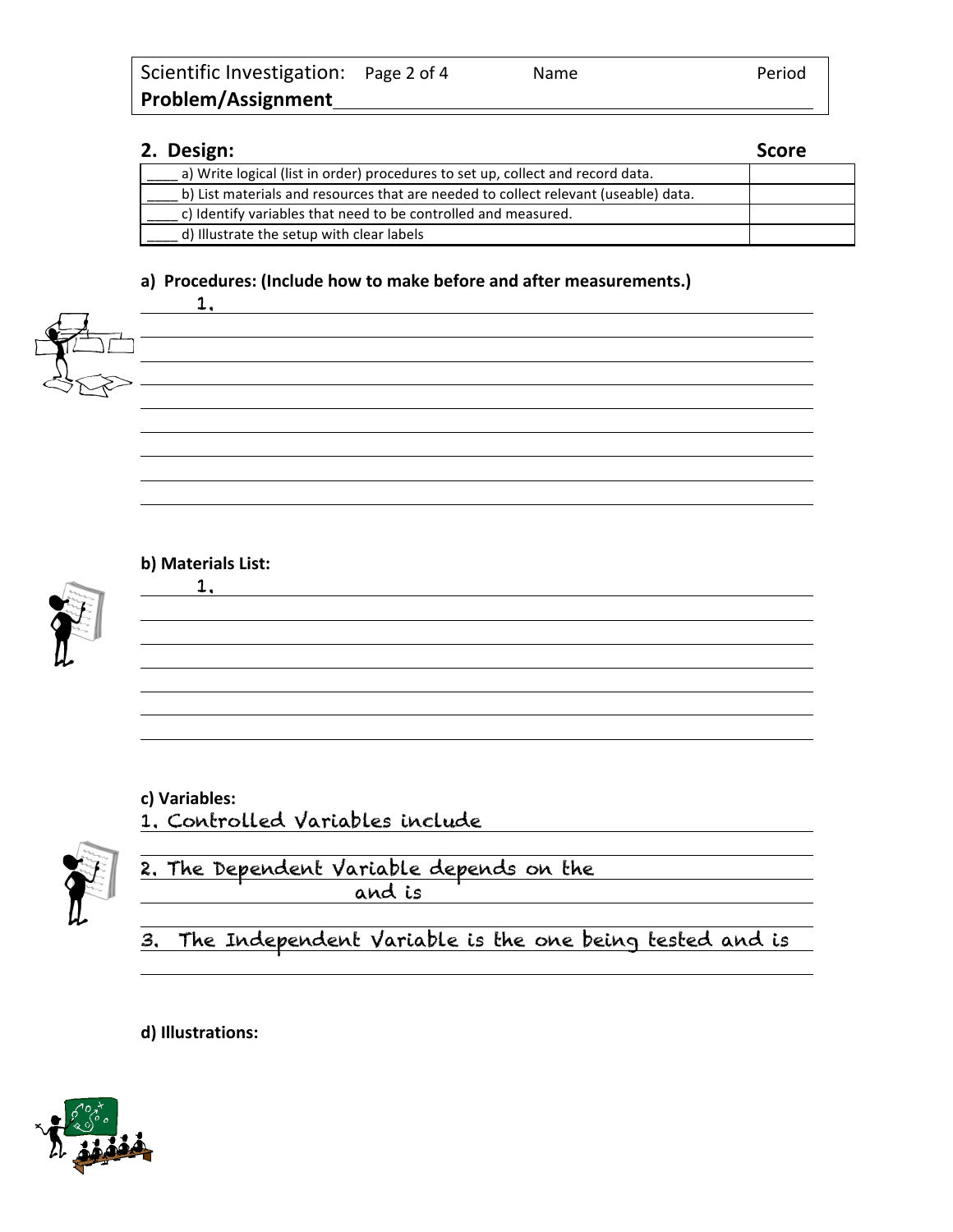Scientific Investigation: Name Period

**Problem/Assignment**

## 2. Design:

| | Score |
|---|---|
| ____ a) Write logical (list in order) procedures to set up, collect and record data. | |
| ____ b) List materials and resources that are needed to collect relevant (useable) data. | |
| ____ c) Identify variables that need to be controlled and measured. | |
| ____ d) Illustrate the setup with clear labels | |

**a) Procedures: (Include how to make before and after measurements.)**

1.

**b) Materials List:**

1.

**c) Variables:**

1. Controlled Variables include

2. The Dependent Variable depends on the and is

3. The Independent Variable is the one being tested and is

**d) Illustrations:**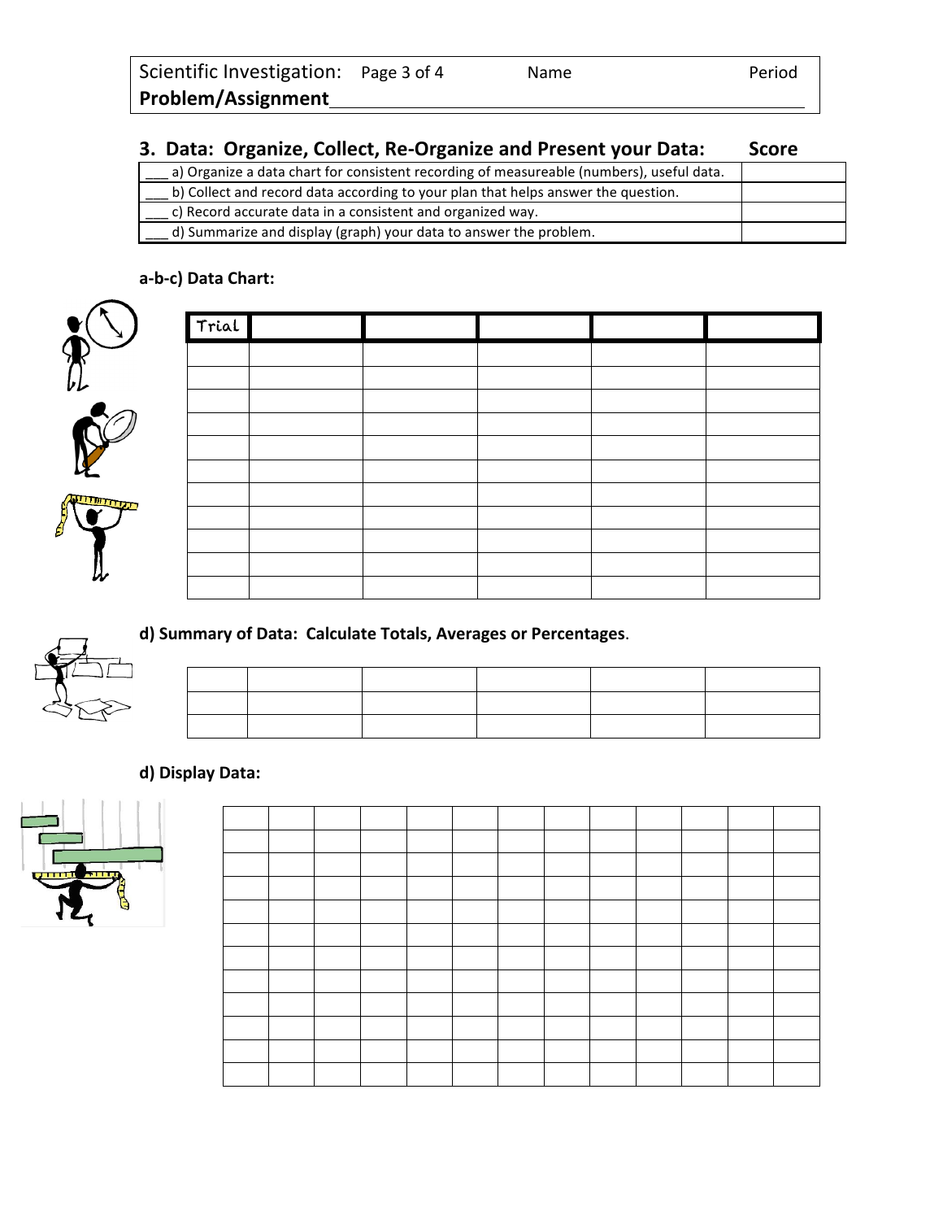Scientific Investigation: Page 3 of 4 Name Period

**Problem/Assignment**_______________________________________________

## 3. Data: Organize, Collect, Re-Organize and Present your Data: Score

| | Score |
|---|---|
| ___ a) Organize a data chart for consistent recording of measureable (numbers), useful data. | |
| ___ b) Collect and record data according to your plan that helps answer the question. | |
| ___ c) Record accurate data in a consistent and organized way. | |
| ___ d) Summarize and display (graph) your data to answer the problem. | |

### a-b-c) Data Chart:

| Trial | | | | | |
|---|---|---|---|---|---|
| | | | | | |
| | | | | | |
| | | | | | |
| | | | | | |
| | | | | | |
| | | | | | |
| | | | | | |
| | | | | | |
| | | | | | |
| | | | | | |
| | | | | | |

### d) Summary of Data: Calculate Totals, Averages or Percentages.

| | | | | | |
|---|---|---|---|---|---|
| | | | | | |
| | | | | | |

### d) Display Data:

| | | | | | | | | | | | | |
|---|---|---|---|---|---|---|---|---|---|---|---|---|
| | | | | | | | | | | | | |
| | | | | | | | | | | | | |
| | | | | | | | | | | | | |
| | | | | | | | | | | | | |
| | | | | | | | | | | | | |
| | | | | | | | | | | | | |
| | | | | | | | | | | | | |
| | | | | | | | | | | | | |
| | | | | | | | | | | | | |
| | | | | | | | | | | | | |
| | | | | | | | | | | | | |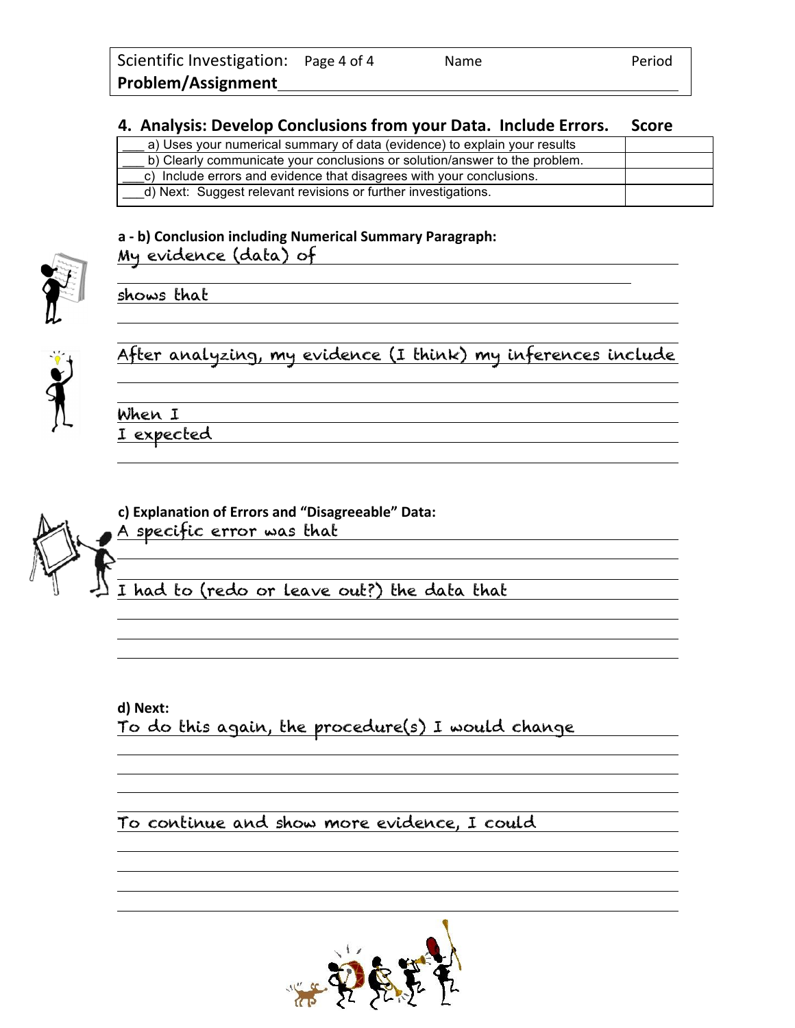Scientific Investigation: Page 4 of 4 Name Period

**Problem/Assignment**

## 4. Analysis: Develop Conclusions from your Data. Include Errors. Score

| | |
|---|---|
| ___ a) Uses your numerical summary of data (evidence) to explain your results | |
| ___ b) Clearly communicate your conclusions or solution/answer to the problem. | |
| ___c) Include errors and evidence that disagrees with your conclusions. | |
| ___d) Next: Suggest relevant revisions or further investigations. | |

**a - b) Conclusion including Numerical Summary Paragraph:**

My evidence (data) of

shows that

After analyzing, my evidence (I think) my inferences include

When I

I expected

**c) Explanation of Errors and "Disagreeable" Data:**

A specific error was that

I had to (redo or leave out?) the data that

**d) Next:**

To do this again, the procedure(s) I would change

To continue and show more evidence, I could